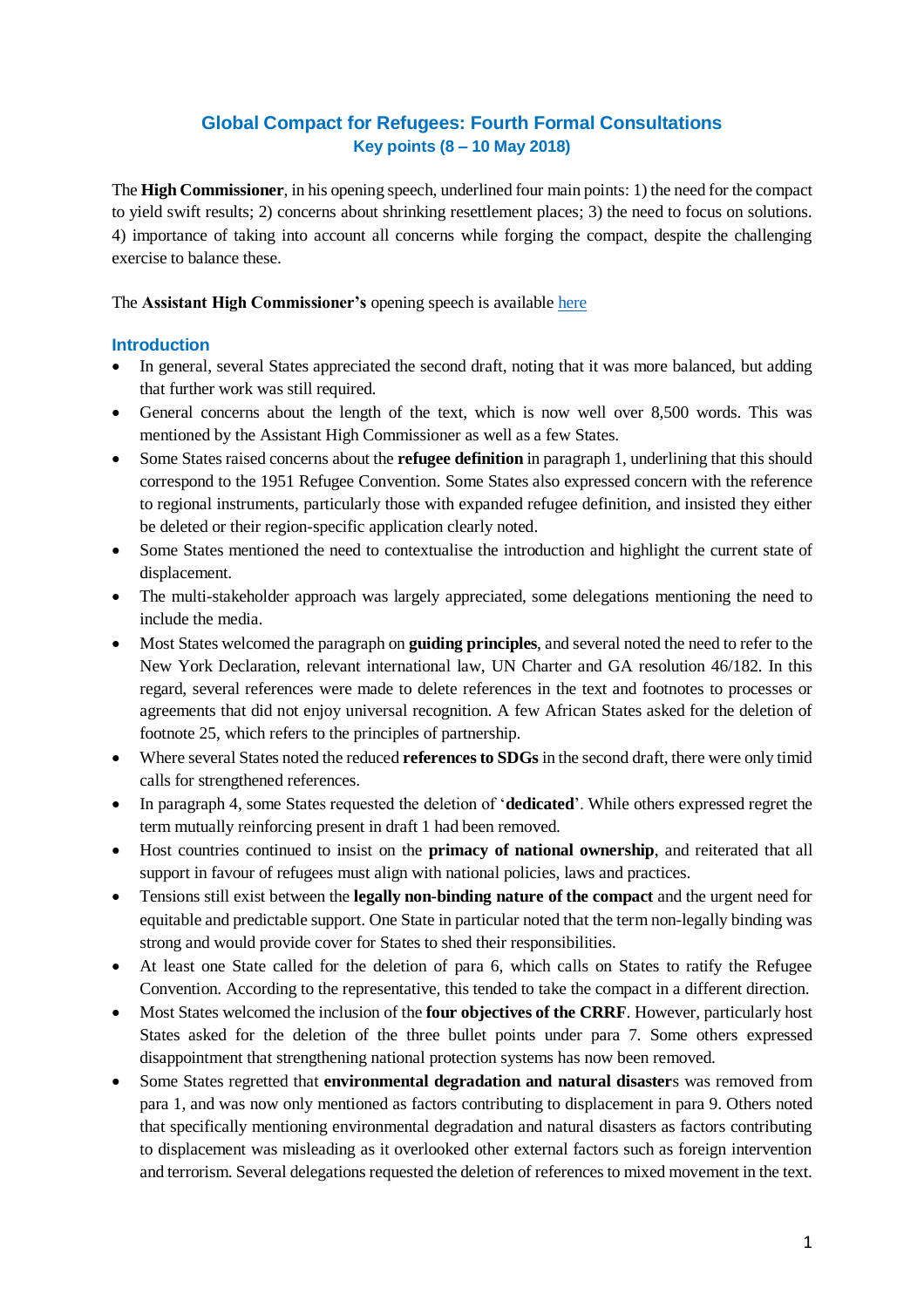# Global Compact for Refugees: Fourth Formal Consultations

## Key points (8 – 10 May 2018)

The **High Commissioner**, in his opening speech, underlined four main points: 1) the need for the compact to yield swift results; 2) concerns about shrinking resettlement places; 3) the need to focus on solutions. 4) importance of taking into account all concerns while forging the compact, despite the challenging exercise to balance these.

The **Assistant High Commissioner's** opening speech is available here

### Introduction

- In general, several States appreciated the second draft, noting that it was more balanced, but adding that further work was still required.
- General concerns about the length of the text, which is now well over 8,500 words. This was mentioned by the Assistant High Commissioner as well as a few States.
- Some States raised concerns about the **refugee definition** in paragraph 1, underlining that this should correspond to the 1951 Refugee Convention. Some States also expressed concern with the reference to regional instruments, particularly those with expanded refugee definition, and insisted they either be deleted or their region-specific application clearly noted.
- Some States mentioned the need to contextualise the introduction and highlight the current state of displacement.
- The multi-stakeholder approach was largely appreciated, some delegations mentioning the need to include the media.
- Most States welcomed the paragraph on **guiding principles**, and several noted the need to refer to the New York Declaration, relevant international law, UN Charter and GA resolution 46/182. In this regard, several references were made to delete references in the text and footnotes to processes or agreements that did not enjoy universal recognition. A few African States asked for the deletion of footnote 25, which refers to the principles of partnership.
- Where several States noted the reduced **references to SDGs** in the second draft, there were only timid calls for strengthened references.
- In paragraph 4, some States requested the deletion of '**dedicated**'. While others expressed regret the term mutually reinforcing present in draft 1 had been removed.
- Host countries continued to insist on the **primacy of national ownership**, and reiterated that all support in favour of refugees must align with national policies, laws and practices.
- Tensions still exist between the **legally non-binding nature of the compact** and the urgent need for equitable and predictable support. One State in particular noted that the term non-legally binding was strong and would provide cover for States to shed their responsibilities.
- At least one State called for the deletion of para 6, which calls on States to ratify the Refugee Convention. According to the representative, this tended to take the compact in a different direction.
- Most States welcomed the inclusion of the **four objectives of the CRRF**. However, particularly host States asked for the deletion of the three bullet points under para 7. Some others expressed disappointment that strengthening national protection systems has now been removed.
- Some States regretted that **environmental degradation and natural disasters** was removed from para 1, and was now only mentioned as factors contributing to displacement in para 9. Others noted that specifically mentioning environmental degradation and natural disasters as factors contributing to displacement was misleading as it overlooked other external factors such as foreign intervention and terrorism. Several delegations requested the deletion of references to mixed movement in the text.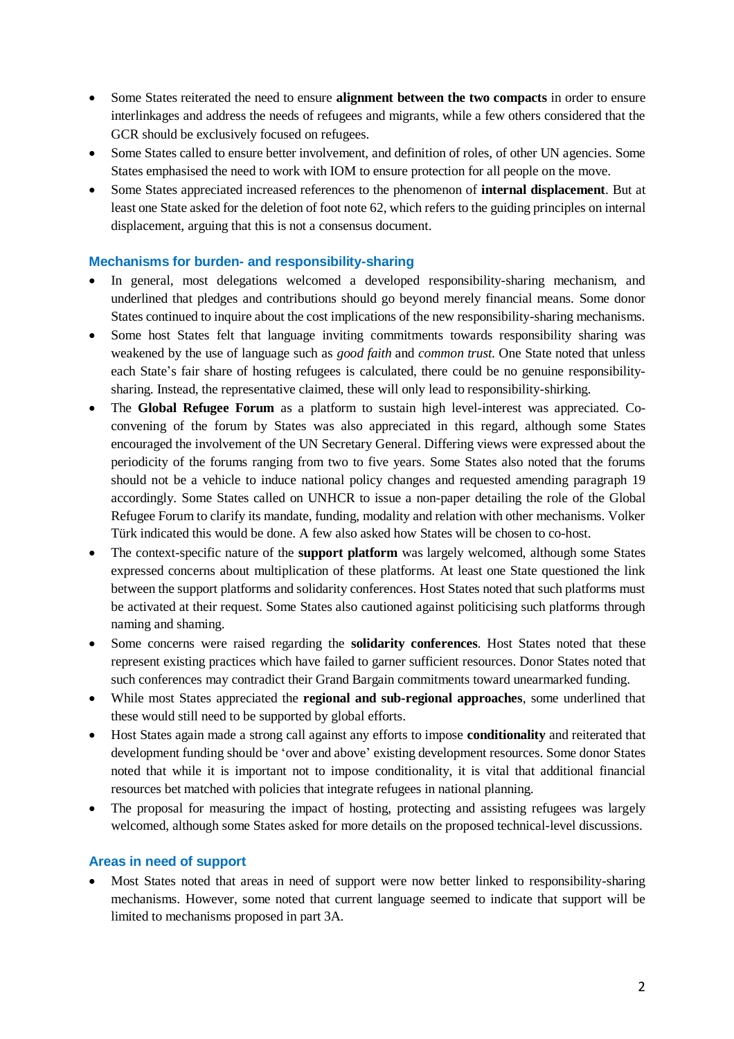- Some States reiterated the need to ensure **alignment between the two compacts** in order to ensure interlinkages and address the needs of refugees and migrants, while a few others considered that the GCR should be exclusively focused on refugees.
- Some States called to ensure better involvement, and definition of roles, of other UN agencies. Some States emphasised the need to work with IOM to ensure protection for all people on the move.
- Some States appreciated increased references to the phenomenon of **internal displacement**. But at least one State asked for the deletion of foot note 62, which refers to the guiding principles on internal displacement, arguing that this is not a consensus document.

### Mechanisms for burden- and responsibility-sharing

- In general, most delegations welcomed a developed responsibility-sharing mechanism, and underlined that pledges and contributions should go beyond merely financial means. Some donor States continued to inquire about the cost implications of the new responsibility-sharing mechanisms.
- Some host States felt that language inviting commitments towards responsibility sharing was weakened by the use of language such as *good faith* and *common trust.* One State noted that unless each State's fair share of hosting refugees is calculated, there could be no genuine responsibility-sharing. Instead, the representative claimed, these will only lead to responsibility-shirking.
- The **Global Refugee Forum** as a platform to sustain high level-interest was appreciated. Co-convening of the forum by States was also appreciated in this regard, although some States encouraged the involvement of the UN Secretary General. Differing views were expressed about the periodicity of the forums ranging from two to five years. Some States also noted that the forums should not be a vehicle to induce national policy changes and requested amending paragraph 19 accordingly. Some States called on UNHCR to issue a non-paper detailing the role of the Global Refugee Forum to clarify its mandate, funding, modality and relation with other mechanisms. Volker Türk indicated this would be done. A few also asked how States will be chosen to co-host.
- The context-specific nature of the **support platform** was largely welcomed, although some States expressed concerns about multiplication of these platforms. At least one State questioned the link between the support platforms and solidarity conferences. Host States noted that such platforms must be activated at their request. Some States also cautioned against politicising such platforms through naming and shaming.
- Some concerns were raised regarding the **solidarity conferences**. Host States noted that these represent existing practices which have failed to garner sufficient resources. Donor States noted that such conferences may contradict their Grand Bargain commitments toward unearmarked funding.
- While most States appreciated the **regional and sub-regional approaches**, some underlined that these would still need to be supported by global efforts.
- Host States again made a strong call against any efforts to impose **conditionality** and reiterated that development funding should be 'over and above' existing development resources. Some donor States noted that while it is important not to impose conditionality, it is vital that additional financial resources bet matched with policies that integrate refugees in national planning.
- The proposal for measuring the impact of hosting, protecting and assisting refugees was largely welcomed, although some States asked for more details on the proposed technical-level discussions.

### Areas in need of support

- Most States noted that areas in need of support were now better linked to responsibility-sharing mechanisms. However, some noted that current language seemed to indicate that support will be limited to mechanisms proposed in part 3A.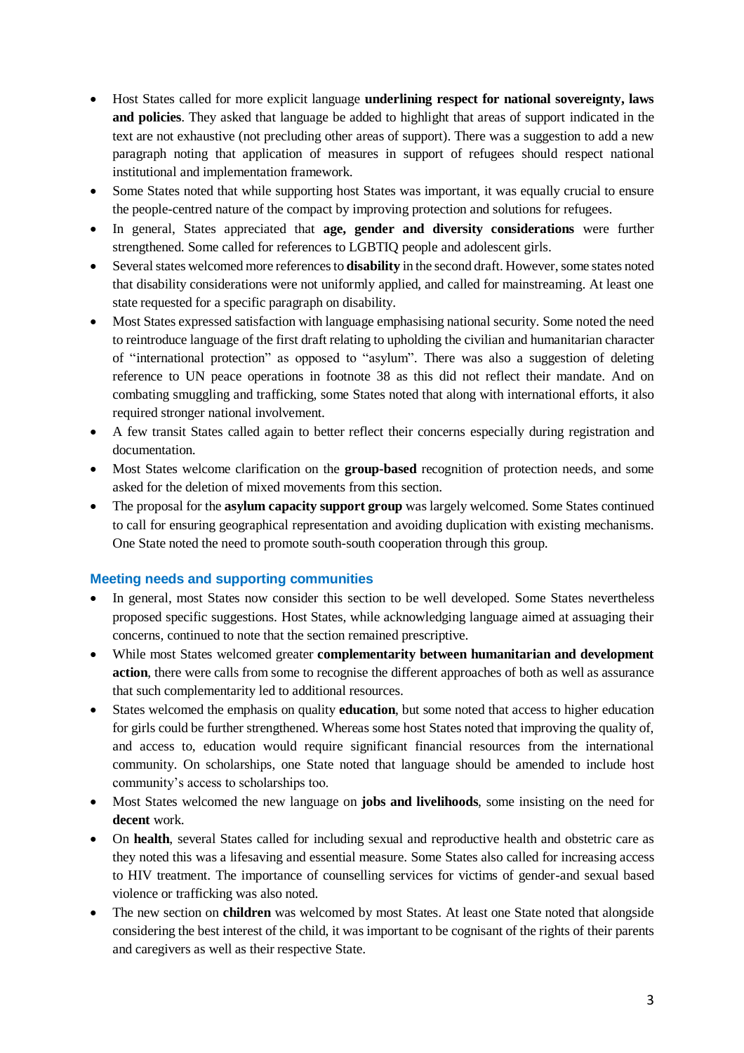- Host States called for more explicit language **underlining respect for national sovereignty, laws and policies**. They asked that language be added to highlight that areas of support indicated in the text are not exhaustive (not precluding other areas of support). There was a suggestion to add a new paragraph noting that application of measures in support of refugees should respect national institutional and implementation framework.
- Some States noted that while supporting host States was important, it was equally crucial to ensure the people-centred nature of the compact by improving protection and solutions for refugees.
- In general, States appreciated that **age, gender and diversity considerations** were further strengthened. Some called for references to LGBTIQ people and adolescent girls.
- Several states welcomed more references to **disability** in the second draft. However, some states noted that disability considerations were not uniformly applied, and called for mainstreaming. At least one state requested for a specific paragraph on disability.
- Most States expressed satisfaction with language emphasising national security. Some noted the need to reintroduce language of the first draft relating to upholding the civilian and humanitarian character of "international protection" as opposed to "asylum". There was also a suggestion of deleting reference to UN peace operations in footnote 38 as this did not reflect their mandate. And on combating smuggling and trafficking, some States noted that along with international efforts, it also required stronger national involvement.
- A few transit States called again to better reflect their concerns especially during registration and documentation.
- Most States welcome clarification on the **group-based** recognition of protection needs, and some asked for the deletion of mixed movements from this section.
- The proposal for the **asylum capacity support group** was largely welcomed. Some States continued to call for ensuring geographical representation and avoiding duplication with existing mechanisms. One State noted the need to promote south-south cooperation through this group.

### Meeting needs and supporting communities

- In general, most States now consider this section to be well developed. Some States nevertheless proposed specific suggestions. Host States, while acknowledging language aimed at assuaging their concerns, continued to note that the section remained prescriptive.
- While most States welcomed greater **complementarity between humanitarian and development action**, there were calls from some to recognise the different approaches of both as well as assurance that such complementarity led to additional resources.
- States welcomed the emphasis on quality **education**, but some noted that access to higher education for girls could be further strengthened. Whereas some host States noted that improving the quality of, and access to, education would require significant financial resources from the international community. On scholarships, one State noted that language should be amended to include host community's access to scholarships too.
- Most States welcomed the new language on **jobs and livelihoods**, some insisting on the need for **decent** work.
- On **health**, several States called for including sexual and reproductive health and obstetric care as they noted this was a lifesaving and essential measure. Some States also called for increasing access to HIV treatment. The importance of counselling services for victims of gender-and sexual based violence or trafficking was also noted.
- The new section on **children** was welcomed by most States. At least one State noted that alongside considering the best interest of the child, it was important to be cognisant of the rights of their parents and caregivers as well as their respective State.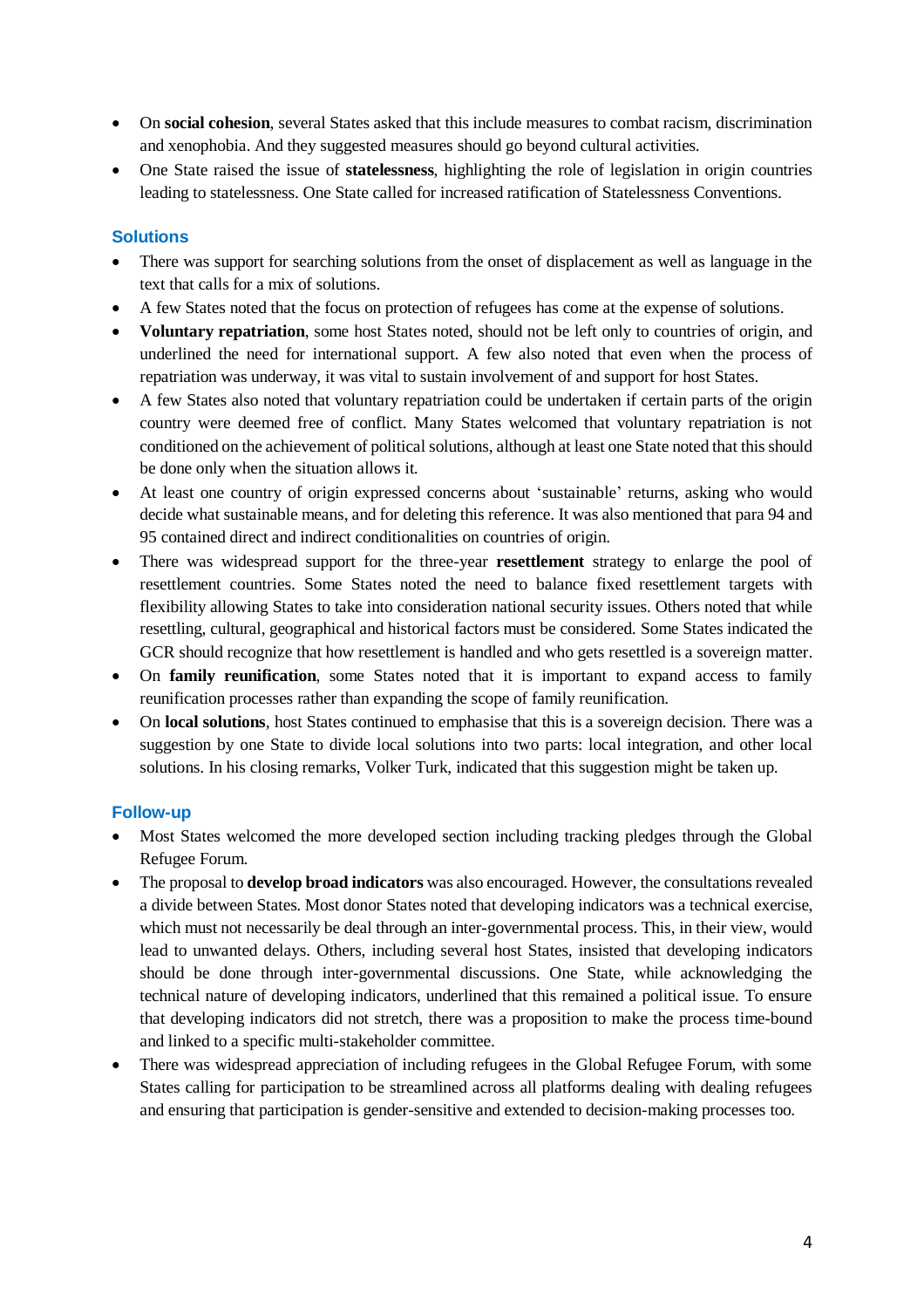- On **social cohesion**, several States asked that this include measures to combat racism, discrimination and xenophobia. And they suggested measures should go beyond cultural activities.
- One State raised the issue of **statelessness**, highlighting the role of legislation in origin countries leading to statelessness. One State called for increased ratification of Statelessness Conventions.

### Solutions

- There was support for searching solutions from the onset of displacement as well as language in the text that calls for a mix of solutions.
- A few States noted that the focus on protection of refugees has come at the expense of solutions.
- **Voluntary repatriation**, some host States noted, should not be left only to countries of origin, and underlined the need for international support. A few also noted that even when the process of repatriation was underway, it was vital to sustain involvement of and support for host States.
- A few States also noted that voluntary repatriation could be undertaken if certain parts of the origin country were deemed free of conflict. Many States welcomed that voluntary repatriation is not conditioned on the achievement of political solutions, although at least one State noted that this should be done only when the situation allows it.
- At least one country of origin expressed concerns about 'sustainable' returns, asking who would decide what sustainable means, and for deleting this reference. It was also mentioned that para 94 and 95 contained direct and indirect conditionalities on countries of origin.
- There was widespread support for the three-year **resettlement** strategy to enlarge the pool of resettlement countries. Some States noted the need to balance fixed resettlement targets with flexibility allowing States to take into consideration national security issues. Others noted that while resettling, cultural, geographical and historical factors must be considered. Some States indicated the GCR should recognize that how resettlement is handled and who gets resettled is a sovereign matter.
- On **family reunification**, some States noted that it is important to expand access to family reunification processes rather than expanding the scope of family reunification.
- On **local solutions**, host States continued to emphasise that this is a sovereign decision. There was a suggestion by one State to divide local solutions into two parts: local integration, and other local solutions. In his closing remarks, Volker Turk, indicated that this suggestion might be taken up.

### Follow-up

- Most States welcomed the more developed section including tracking pledges through the Global Refugee Forum.
- The proposal to **develop broad indicators** was also encouraged. However, the consultations revealed a divide between States. Most donor States noted that developing indicators was a technical exercise, which must not necessarily be deal through an inter-governmental process. This, in their view, would lead to unwanted delays. Others, including several host States, insisted that developing indicators should be done through inter-governmental discussions. One State, while acknowledging the technical nature of developing indicators, underlined that this remained a political issue. To ensure that developing indicators did not stretch, there was a proposition to make the process time-bound and linked to a specific multi-stakeholder committee.
- There was widespread appreciation of including refugees in the Global Refugee Forum, with some States calling for participation to be streamlined across all platforms dealing with dealing refugees and ensuring that participation is gender-sensitive and extended to decision-making processes too.